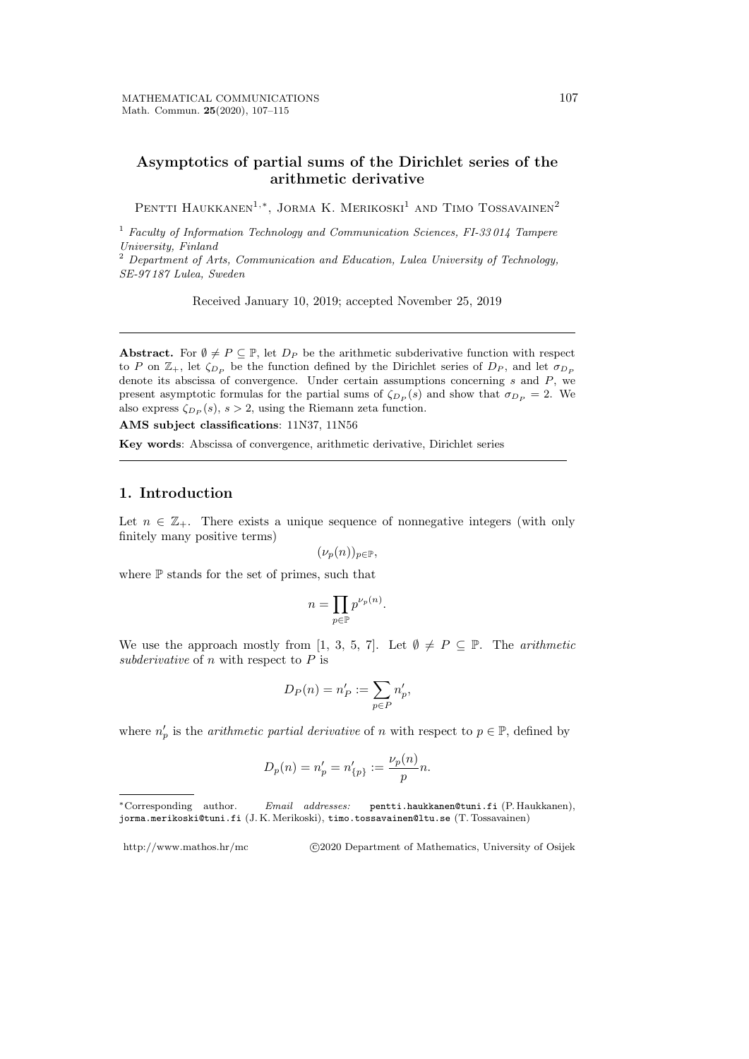# Asymptotics of partial sums of the Dirichlet series of the arithmetic derivative

Pentti Haukkanen[1,*], Jorma K. Merikoski[1] and Timo Tossavainen[2]

[1] *Faculty of Information Technology and Communication Sciences, FI-33 014 Tampere University, Finland*

[2] *Department of Arts, Communication and Education, Lulea University of Technology, SE-97 187 Lulea, Sweden*

Received January 10, 2019; accepted November 25, 2019

---

**Abstract.** For $\emptyset \neq P \subseteq \mathbb{P}$, let $D_P$ be the arithmetic subderivative function with respect to $P$ on $\mathbb{Z}_+$, let $\zeta_{D_P}$ be the function defined by the Dirichlet series of $D_P$, and let $\sigma_{D_P}$ denote its abscissa of convergence. Under certain assumptions concerning $s$ and $P$, we present asymptotic formulas for the partial sums of $\zeta_{D_P}(s)$ and show that $\sigma_{D_P} = 2$. We also express $\zeta_{D_P}(s)$, $s > 2$, using the Riemann zeta function.

**AMS subject classifications**: 11N37, 11N56

**Key words**: Abscissa of convergence, arithmetic derivative, Dirichlet series

---

## 1. Introduction

Let $n \in \mathbb{Z}_+$. There exists a unique sequence of nonnegative integers (with only finitely many positive terms)

$$(\nu_p(n))_{p \in \mathbb{P}},$$

where $\mathbb{P}$ stands for the set of primes, such that

$$n = \prod_{p \in \mathbb{P}} p^{\nu_p(n)}.$$

We use the approach mostly from [1, 3, 5, 7]. Let $\emptyset \neq P \subseteq \mathbb{P}$. The *arithmetic subderivative* of $n$ with respect to $P$ is

$$D_P(n) = n'_P := \sum_{p \in P} n'_p,$$

where $n'_p$ is the *arithmetic partial derivative* of $n$ with respect to $p \in \mathbb{P}$, defined by

$$D_p(n) = n'_p = n'_{\{p\}} := \frac{\nu_p(n)}{p} n.$$

---

*Corresponding author. *Email addresses:* pentti.haukkanen@tuni.fi (P. Haukkanen), jorma.merikoski@tuni.fi (J. K. Merikoski), timo.tossavainen@ltu.se (T. Tossavainen)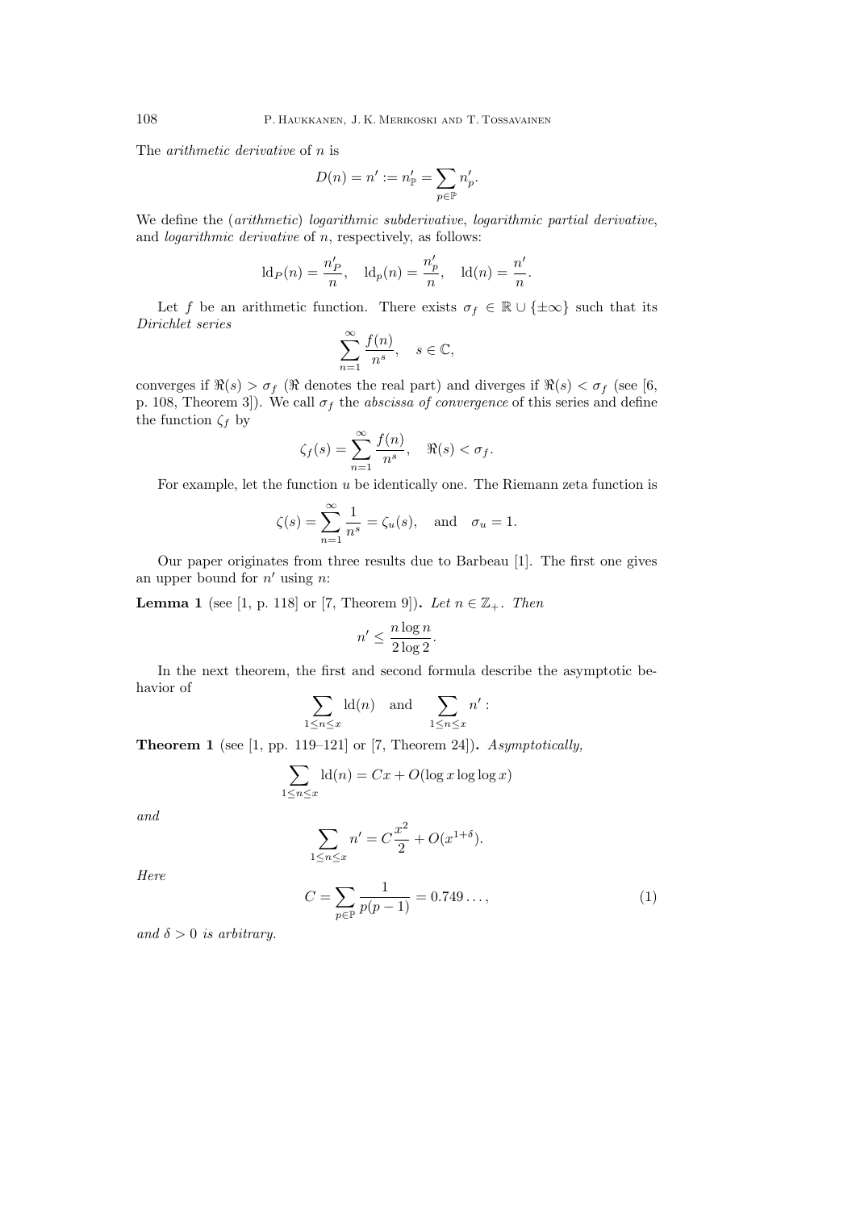The *arithmetic derivative* of $n$ is

$$D(n) = n' := n'_{\mathbb{P}} = \sum_{p\in\mathbb{P}} n'_p.$$

We define the (*arithmetic*) *logarithmic subderivative*, *logarithmic partial derivative*, and *logarithmic derivative* of $n$, respectively, as follows:

$$\operatorname{ld}_P(n) = \frac{n'_P}{n}, \quad \operatorname{ld}_p(n) = \frac{n'_p}{n}, \quad \operatorname{ld}(n) = \frac{n'}{n}.$$

Let $f$ be an arithmetic function. There exists $\sigma_f \in \mathbb{R} \cup \{\pm\infty\}$ such that its *Dirichlet series*

$$\sum_{n=1}^{\infty} \frac{f(n)}{n^s}, \quad s \in \mathbb{C},$$

converges if $\Re(s) > \sigma_f$ ($\Re$ denotes the real part) and diverges if $\Re(s) < \sigma_f$ (see [6, p. 108, Theorem 3]). We call $\sigma_f$ the *abscissa of convergence* of this series and define the function $\zeta_f$ by

$$\zeta_f(s) = \sum_{n=1}^{\infty} \frac{f(n)}{n^s}, \quad \Re(s) < \sigma_f.$$

For example, let the function $u$ be identically one. The Riemann zeta function is

$$\zeta(s) = \sum_{n=1}^{\infty} \frac{1}{n^s} = \zeta_u(s), \quad \text{and} \quad \sigma_u = 1.$$

Our paper originates from three results due to Barbeau [1]. The first one gives an upper bound for $n'$ using $n$:

**Lemma 1** (see [1, p. 118] or [7, Theorem 9]). *Let $n \in \mathbb{Z}_+$. Then*

$$n' \leq \frac{n \log n}{2 \log 2}.$$

In the next theorem, the first and second formula describe the asymptotic behavior of

$$\sum_{1\leq n\leq x} \operatorname{ld}(n) \quad \text{and} \quad \sum_{1\leq n\leq x} n' :$$

**Theorem 1** (see [1, pp. 119–121] or [7, Theorem 24]). *Asymptotically,*

$$\sum_{1\leq n\leq x} \operatorname{ld}(n) = Cx + O(\log x \log\log x)$$

*and*

$$\sum_{1\leq n\leq x} n' = C\frac{x^2}{2} + O(x^{1+\delta}).$$

*Here*

$$C = \sum_{p\in\mathbb{P}} \frac{1}{p(p-1)} = 0.749\ldots, \tag{1}$$

*and $\delta > 0$ is arbitrary.*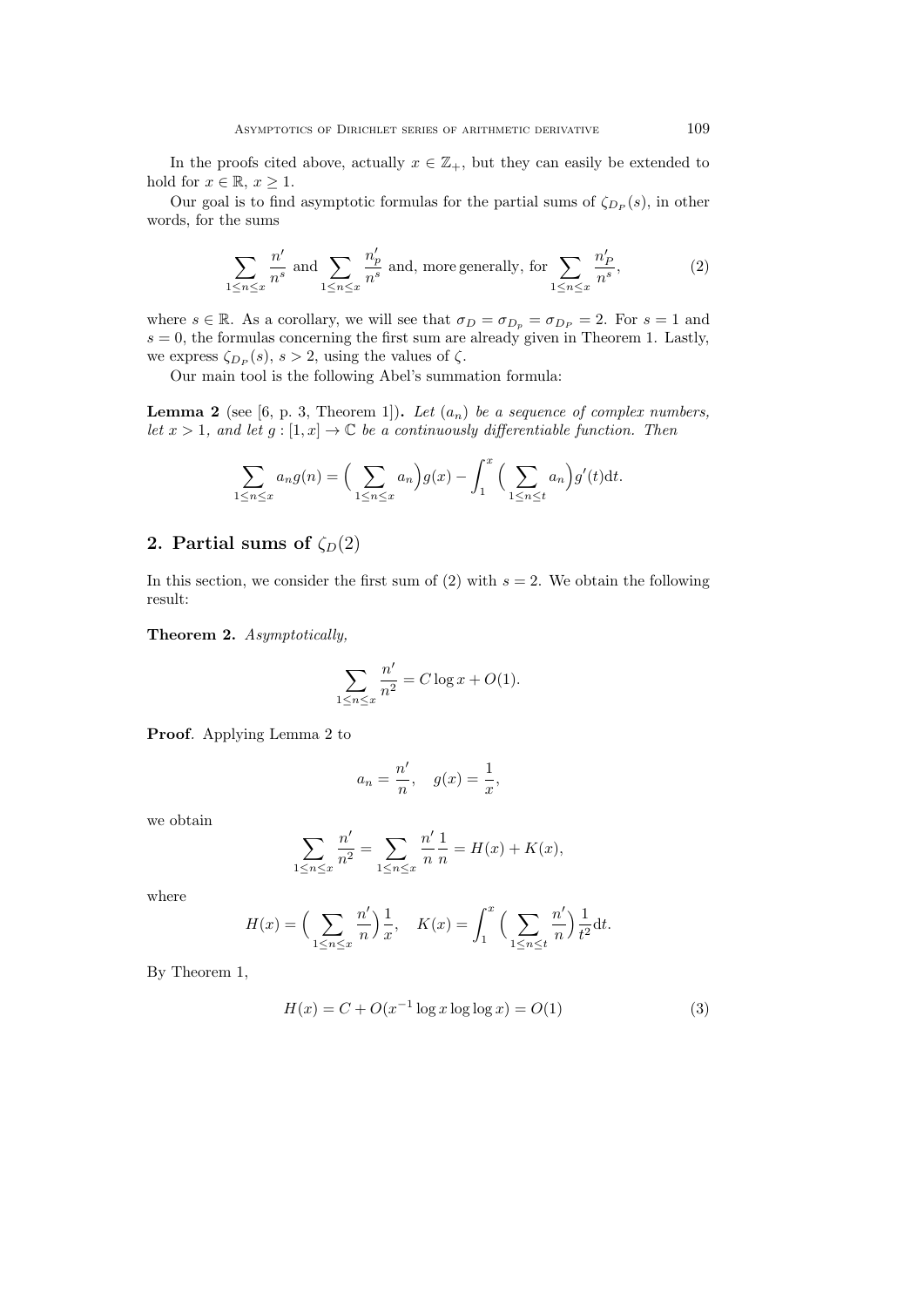In the proofs cited above, actually $x \in \mathbb{Z}_+$, but they can easily be extended to hold for $x \in \mathbb{R}$, $x \geq 1$.

Our goal is to find asymptotic formulas for the partial sums of $\zeta_{D_P}(s)$, in other words, for the sums

$$\sum_{1 \leq n \leq x} \frac{n'}{n^s} \text{ and } \sum_{1 \leq n \leq x} \frac{n'_p}{n^s} \text{ and, more generally, for } \sum_{1 \leq n \leq x} \frac{n'_P}{n^s}, \tag{2}$$

where $s \in \mathbb{R}$. As a corollary, we will see that $\sigma_D = \sigma_{D_p} = \sigma_{D_P} = 2$. For $s = 1$ and $s = 0$, the formulas concerning the first sum are already given in Theorem 1. Lastly, we express $\zeta_{D_P}(s)$, $s > 2$, using the values of $\zeta$.

Our main tool is the following Abel's summation formula:

**Lemma 2** (see [6, p. 3, Theorem 1])**.** *Let $(a_n)$ be a sequence of complex numbers, let $x > 1$, and let $g : [1, x] \to \mathbb{C}$ be a continuously differentiable function. Then*

$$\sum_{1 \leq n \leq x} a_n g(n) = \Big( \sum_{1 \leq n \leq x} a_n \Big) g(x) - \int_1^x \Big( \sum_{1 \leq n \leq t} a_n \Big) g'(t) \mathrm{d}t.$$

## 2. Partial sums of $\zeta_D(2)$

In this section, we consider the first sum of (2) with $s = 2$. We obtain the following result:

**Theorem 2.** *Asymptotically,*

$$\sum_{1 \leq n \leq x} \frac{n'}{n^2} = C \log x + O(1).$$

**Proof**. Applying Lemma 2 to

$$a_n = \frac{n'}{n}, \quad g(x) = \frac{1}{x},$$

we obtain

$$\sum_{1 \leq n \leq x} \frac{n'}{n^2} = \sum_{1 \leq n \leq x} \frac{n'}{n} \frac{1}{n} = H(x) + K(x),$$

where

$$H(x) = \Big( \sum_{1 \leq n \leq x} \frac{n'}{n} \Big) \frac{1}{x}, \quad K(x) = \int_1^x \Big( \sum_{1 \leq n \leq t} \frac{n'}{n} \Big) \frac{1}{t^2} \mathrm{d}t.$$

By Theorem 1,

$$H(x) = C + O(x^{-1} \log x \log \log x) = O(1) \tag{3}$$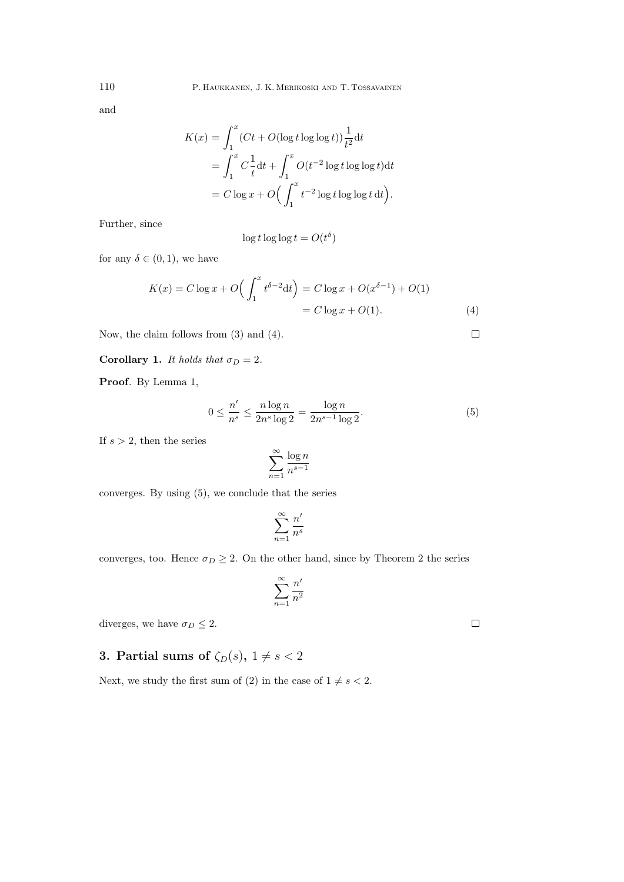and

$$
\begin{aligned}
K(x) &= \int_1^x (Ct + O(\log t \log\log t))\frac{1}{t^2}\mathrm{d}t \\
&= \int_1^x C\frac{1}{t}\mathrm{d}t + \int_1^x O(t^{-2}\log t \log\log t)\mathrm{d}t \\
&= C\log x + O\Big(\int_1^x t^{-2}\log t \log\log t\,\mathrm{d}t\Big).
\end{aligned}
$$

Further, since

$$
\log t \log\log t = O(t^{\delta})
$$

for any $\delta \in (0, 1)$, we have

$$
\begin{aligned}
K(x) = C\log x + O\Big(\int_1^x t^{\delta-2}\mathrm{d}t\Big) &= C\log x + O(x^{\delta-1}) + O(1) \\
&= C\log x + O(1). \qquad (4)
\end{aligned}
$$

Now, the claim follows from (3) and (4). □

**Corollary 1.** *It holds that $\sigma_D = 2$.*

**Proof**. By Lemma 1,

$$
0 \le \frac{n'}{n^s} \le \frac{n\log n}{2n^s\log 2} = \frac{\log n}{2n^{s-1}\log 2}. \qquad (5)
$$

If $s > 2$, then the series

$$
\sum_{n=1}^{\infty} \frac{\log n}{n^{s-1}}
$$

converges. By using (5), we conclude that the series

$$
\sum_{n=1}^{\infty} \frac{n'}{n^s}
$$

converges, too. Hence $\sigma_D \ge 2$. On the other hand, since by Theorem 2 the series

$$
\sum_{n=1}^{\infty} \frac{n'}{n^2}
$$

diverges, we have $\sigma_D \le 2$. □

## 3. Partial sums of $\zeta_D(s)$, $1 \ne s < 2$

Next, we study the first sum of (2) in the case of $1 \ne s < 2$.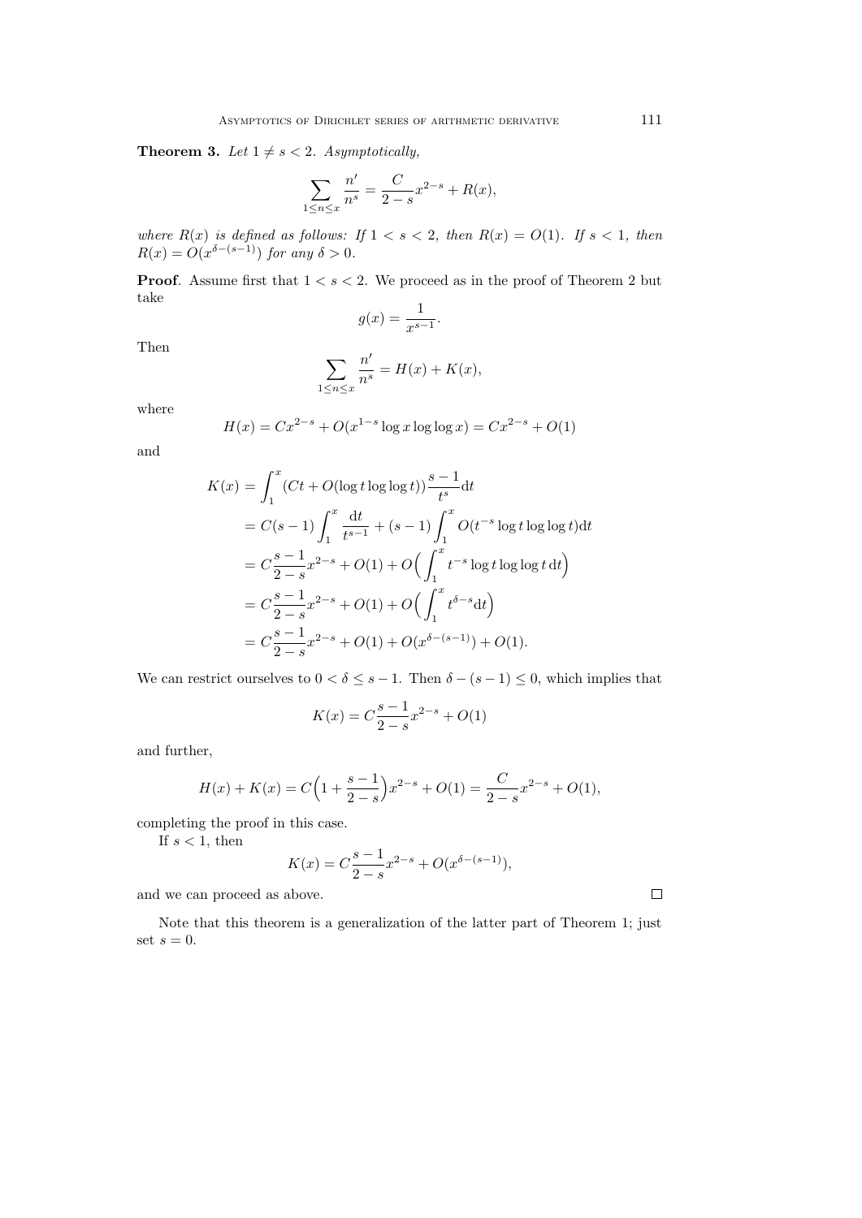**Theorem 3.** *Let $1 \neq s < 2$. Asymptotically,*

$$\sum_{1 \le n \le x} \frac{n'}{n^s} = \frac{C}{2-s} x^{2-s} + R(x),$$

*where $R(x)$ is defined as follows: If $1 < s < 2$, then $R(x) = O(1)$. If $s < 1$, then $R(x) = O(x^{\delta-(s-1)})$ for any $\delta > 0$.*

**Proof**. Assume first that $1 < s < 2$. We proceed as in the proof of Theorem 2 but take

$$g(x) = \frac{1}{x^{s-1}}.$$

Then

$$\sum_{1 \le n \le x} \frac{n'}{n^s} = H(x) + K(x),$$

where

$$H(x) = Cx^{2-s} + O(x^{1-s} \log x \log \log x) = Cx^{2-s} + O(1)$$

and

$$\begin{aligned}
K(x) &= \int_1^x (Ct + O(\log t \log \log t)) \frac{s-1}{t^s} \mathrm{d}t \\
&= C(s-1) \int_1^x \frac{\mathrm{d}t}{t^{s-1}} + (s-1) \int_1^x O(t^{-s} \log t \log \log t) \mathrm{d}t \\
&= C \frac{s-1}{2-s} x^{2-s} + O(1) + O\Big( \int_1^x t^{-s} \log t \log \log t \, \mathrm{d}t \Big) \\
&= C \frac{s-1}{2-s} x^{2-s} + O(1) + O\Big( \int_1^x t^{\delta - s} \mathrm{d}t \Big) \\
&= C \frac{s-1}{2-s} x^{2-s} + O(1) + O(x^{\delta-(s-1)}) + O(1).
\end{aligned}$$

We can restrict ourselves to $0 < \delta \le s - 1$. Then $\delta - (s-1) \le 0$, which implies that

$$K(x) = C \frac{s-1}{2-s} x^{2-s} + O(1)$$

and further,

$$H(x) + K(x) = C\Big(1 + \frac{s-1}{2-s}\Big) x^{2-s} + O(1) = \frac{C}{2-s} x^{2-s} + O(1),$$

completing the proof in this case.

If $s < 1$, then

$$K(x) = C \frac{s-1}{2-s} x^{2-s} + O(x^{\delta-(s-1)}),$$

and we can proceed as above. □

Note that this theorem is a generalization of the latter part of Theorem 1; just set $s = 0$.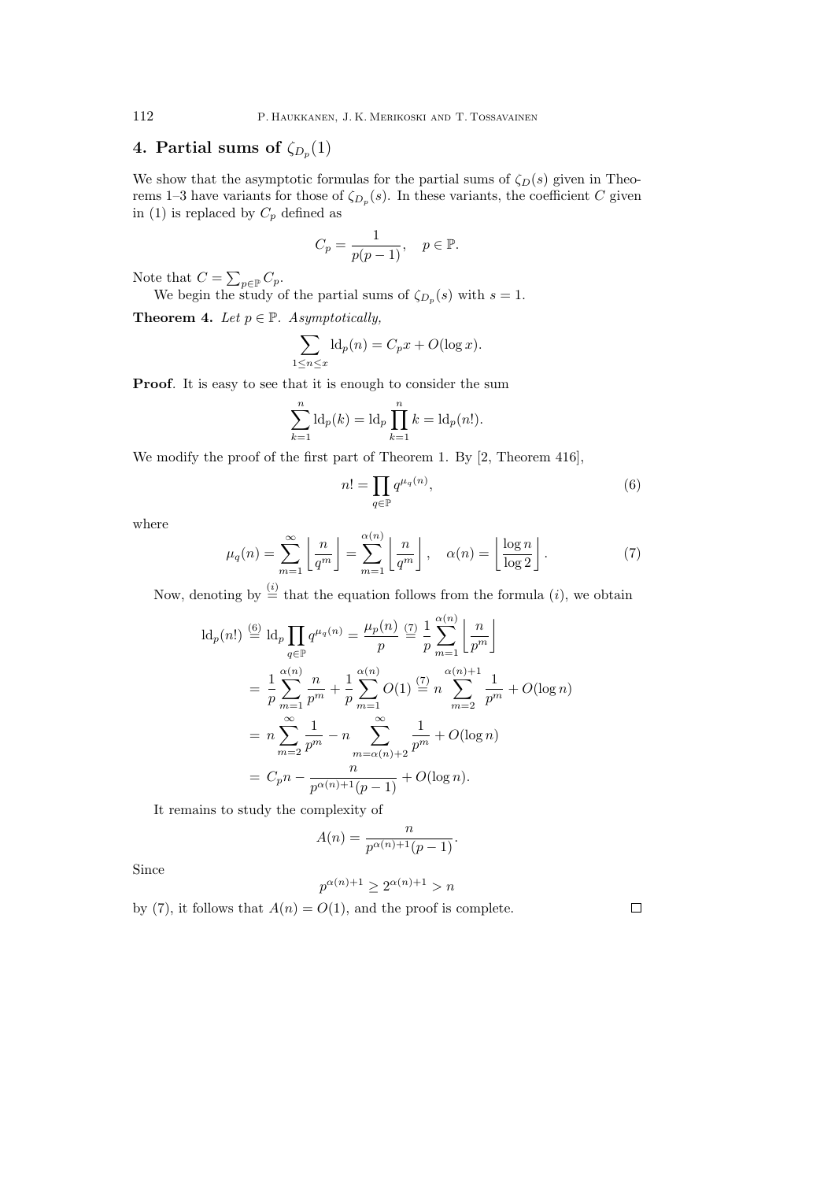## 4. Partial sums of $\zeta_{D_p}(1)$

We show that the asymptotic formulas for the partial sums of $\zeta_D(s)$ given in Theorems 1–3 have variants for those of $\zeta_{D_p}(s)$. In these variants, the coefficient $C$ given in (1) is replaced by $C_p$ defined as

$$C_p = \frac{1}{p(p-1)}, \quad p \in \mathbb{P}.$$

Note that $C = \sum_{p\in\mathbb{P}} C_p$.

We begin the study of the partial sums of $\zeta_{D_p}(s)$ with $s = 1$.

**Theorem 4.** *Let $p \in \mathbb{P}$. Asymptotically,*

$$\sum_{1\le n\le x} \mathrm{ld}_p(n) = C_p x + O(\log x).$$

**Proof**. It is easy to see that it is enough to consider the sum

$$\sum_{k=1}^{n} \mathrm{ld}_p(k) = \mathrm{ld}_p \prod_{k=1}^{n} k = \mathrm{ld}_p(n!).$$

We modify the proof of the first part of Theorem 1. By [2, Theorem 416],

$$n! = \prod_{q\in\mathbb{P}} q^{\mu_q(n)}, \tag{6}$$

where

$$\mu_q(n) = \sum_{m=1}^{\infty} \left\lfloor \frac{n}{q^m} \right\rfloor = \sum_{m=1}^{\alpha(n)} \left\lfloor \frac{n}{q^m} \right\rfloor, \quad \alpha(n) = \left\lfloor \frac{\log n}{\log 2} \right\rfloor. \tag{7}$$

Now, denoting by $\overset{(i)}{=}$ that the equation follows from the formula $(i)$, we obtain

$$\begin{aligned}
\mathrm{ld}_p(n!) &\overset{(6)}{=} \mathrm{ld}_p \prod_{q\in\mathbb{P}} q^{\mu_q(n)} = \frac{\mu_p(n)}{p} \overset{(7)}{=} \frac{1}{p} \sum_{m=1}^{\alpha(n)} \left\lfloor \frac{n}{p^m} \right\rfloor \\
&= \frac{1}{p} \sum_{m=1}^{\alpha(n)} \frac{n}{p^m} + \frac{1}{p} \sum_{m=1}^{\alpha(n)} O(1) \overset{(7)}{=} n \sum_{m=2}^{\alpha(n)+1} \frac{1}{p^m} + O(\log n) \\
&= n \sum_{m=2}^{\infty} \frac{1}{p^m} - n \sum_{m=\alpha(n)+2}^{\infty} \frac{1}{p^m} + O(\log n) \\
&= C_p n - \frac{n}{p^{\alpha(n)+1}(p-1)} + O(\log n).
\end{aligned}$$

It remains to study the complexity of

$$A(n) = \frac{n}{p^{\alpha(n)+1}(p-1)}.$$

Since

$$p^{\alpha(n)+1} \ge 2^{\alpha(n)+1} > n$$

by (7), it follows that $A(n) = O(1)$, and the proof is complete. □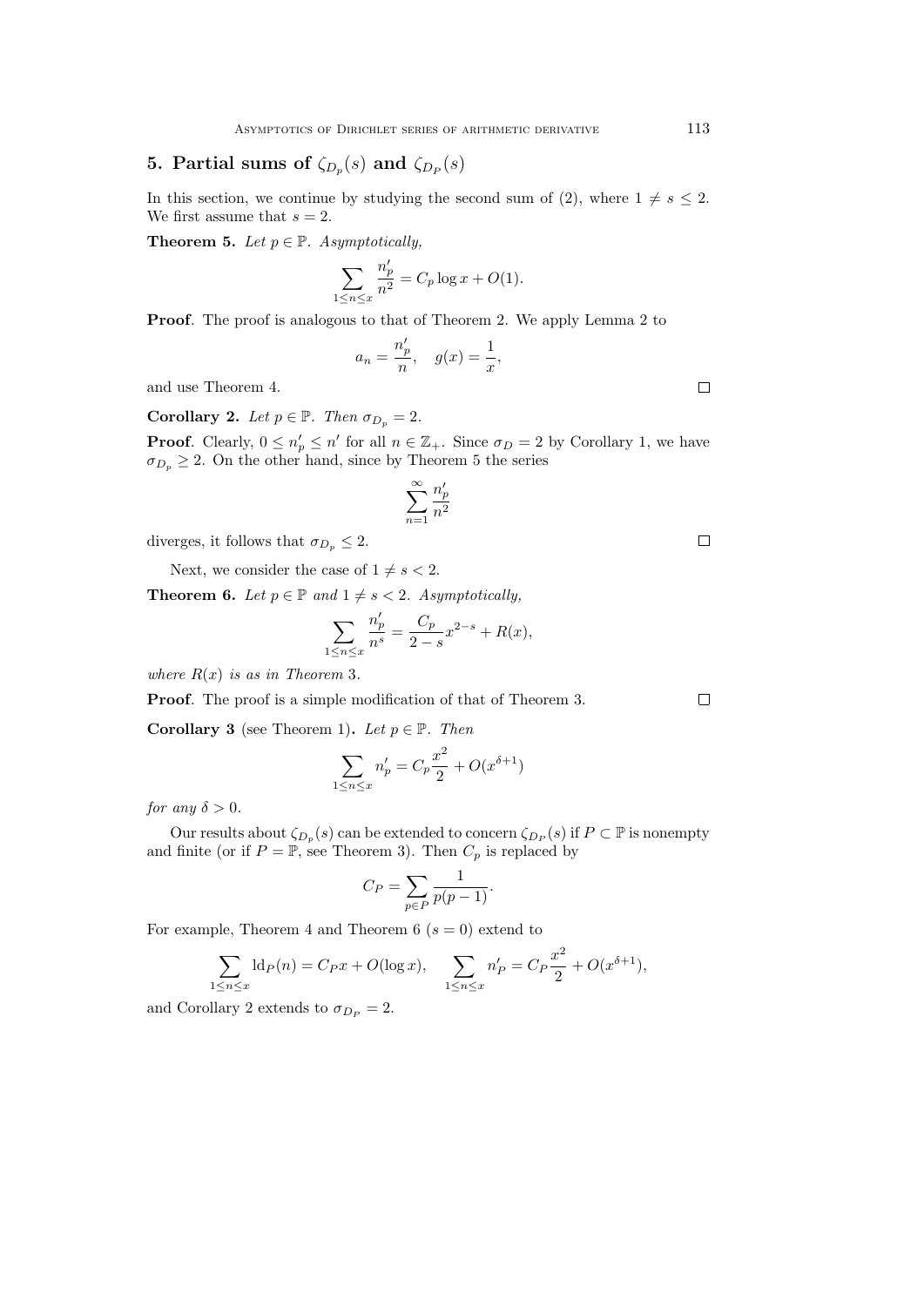## 5. Partial sums of $\zeta_{D_p}(s)$ and $\zeta_{D_P}(s)$

In this section, we continue by studying the second sum of (2), where $1 \neq s \leq 2$. We first assume that $s = 2$.

**Theorem 5.** *Let $p \in \mathbb{P}$. Asymptotically,*

$$\sum_{1 \leq n \leq x} \frac{n'_p}{n^2} = C_p \log x + O(1).$$

**Proof**. The proof is analogous to that of Theorem 2. We apply Lemma 2 to

$$a_n = \frac{n'_p}{n}, \quad g(x) = \frac{1}{x},$$

and use Theorem 4. $\square$

**Corollary 2.** *Let $p \in \mathbb{P}$. Then $\sigma_{D_p} = 2$.*

**Proof**. Clearly, $0 \leq n'_p \leq n'$ for all $n \in \mathbb{Z}_+$. Since $\sigma_D = 2$ by Corollary 1, we have $\sigma_{D_p} \geq 2$. On the other hand, since by Theorem 5 the series

$$\sum_{n=1}^{\infty} \frac{n'_p}{n^2}$$

diverges, it follows that $\sigma_{D_p} \leq 2$. $\square$

Next, we consider the case of $1 \neq s < 2$.

**Theorem 6.** *Let $p \in \mathbb{P}$ and $1 \neq s < 2$. Asymptotically,*

$$\sum_{1 \leq n \leq x} \frac{n'_p}{n^s} = \frac{C_p}{2-s} x^{2-s} + R(x),$$

*where $R(x)$ is as in Theorem 3.*

**Proof**. The proof is a simple modification of that of Theorem 3. $\square$

**Corollary 3** (see Theorem 1)**.** *Let $p \in \mathbb{P}$. Then*

$$\sum_{1 \leq n \leq x} n'_p = C_p \frac{x^2}{2} + O(x^{\delta+1})$$

*for any $\delta > 0$.*

Our results about $\zeta_{D_p}(s)$ can be extended to concern $\zeta_{D_P}(s)$ if $P \subset \mathbb{P}$ is nonempty and finite (or if $P = \mathbb{P}$, see Theorem 3). Then $C_p$ is replaced by

$$C_P = \sum_{p \in P} \frac{1}{p(p-1)}.$$

For example, Theorem 4 and Theorem 6 ($s = 0$) extend to

$$\sum_{1 \leq n \leq x} \mathrm{ld}_P(n) = C_P x + O(\log x), \qquad \sum_{1 \leq n \leq x} n'_P = C_P \frac{x^2}{2} + O(x^{\delta+1}),$$

and Corollary 2 extends to $\sigma_{D_P} = 2$.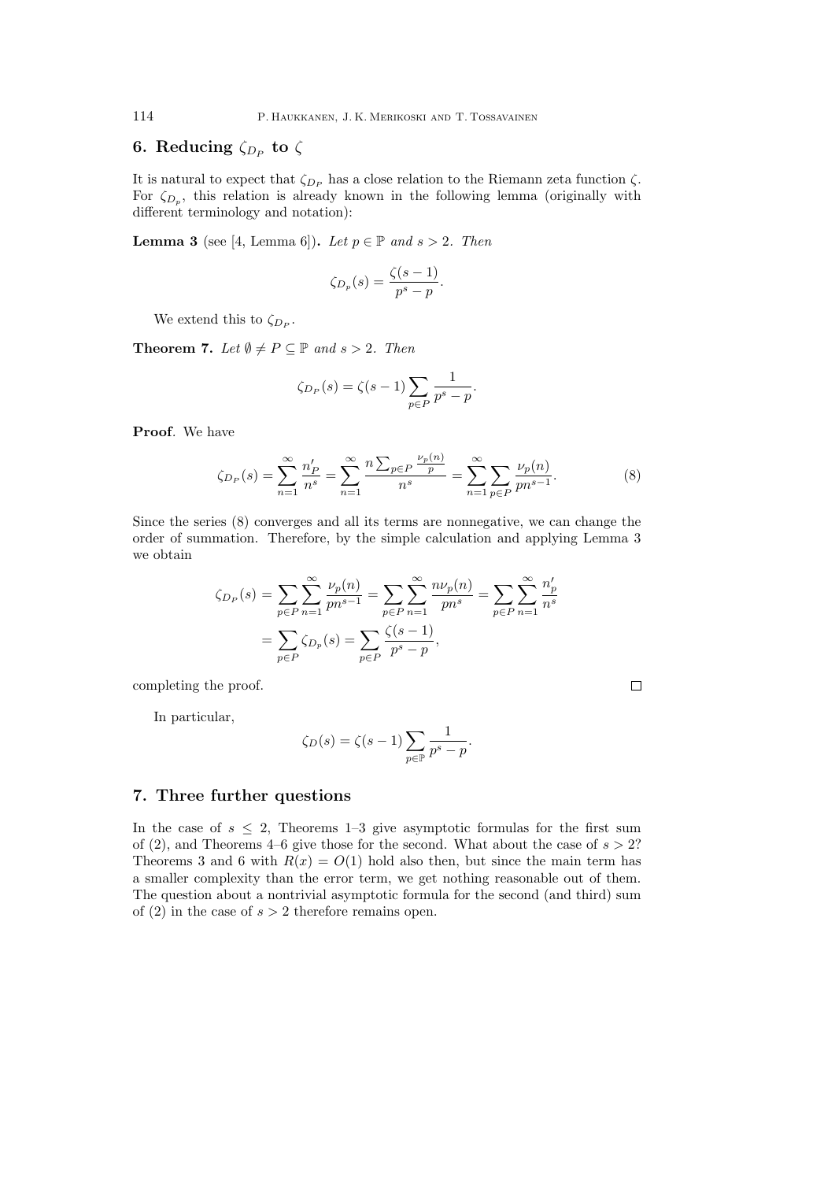## 6. Reducing $\zeta_{D_P}$ to $\zeta$

It is natural to expect that $\zeta_{D_P}$ has a close relation to the Riemann zeta function $\zeta$. For $\zeta_{D_p}$, this relation is already known in the following lemma (originally with different terminology and notation):

**Lemma 3** (see [4, Lemma 6])**.** *Let $p \in \mathbb{P}$ and $s > 2$. Then*

$$\zeta_{D_p}(s) = \frac{\zeta(s-1)}{p^s - p}.$$

We extend this to $\zeta_{D_P}$.

**Theorem 7.** *Let $\emptyset \neq P \subseteq \mathbb{P}$ and $s > 2$. Then*

$$\zeta_{D_P}(s) = \zeta(s-1) \sum_{p \in P} \frac{1}{p^s - p}.$$

**Proof**. We have

$$\zeta_{D_P}(s) = \sum_{n=1}^{\infty} \frac{n'_P}{n^s} = \sum_{n=1}^{\infty} \frac{n \sum_{p \in P} \frac{\nu_p(n)}{p}}{n^s} = \sum_{n=1}^{\infty} \sum_{p \in P} \frac{\nu_p(n)}{pn^{s-1}}. \tag{8}$$

Since the series (8) converges and all its terms are nonnegative, we can change the order of summation. Therefore, by the simple calculation and applying Lemma 3 we obtain

$$\begin{aligned}
\zeta_{D_P}(s) &= \sum_{p \in P} \sum_{n=1}^{\infty} \frac{\nu_p(n)}{pn^{s-1}} = \sum_{p \in P} \sum_{n=1}^{\infty} \frac{n\nu_p(n)}{pn^s} = \sum_{p \in P} \sum_{n=1}^{\infty} \frac{n'_p}{n^s} \\
&= \sum_{p \in P} \zeta_{D_p}(s) = \sum_{p \in P} \frac{\zeta(s-1)}{p^s - p},
\end{aligned}$$

completing the proof. □

In particular,

$$\zeta_D(s) = \zeta(s-1) \sum_{p \in \mathbb{P}} \frac{1}{p^s - p}.$$

## 7. Three further questions

In the case of $s \leq 2$, Theorems 1–3 give asymptotic formulas for the first sum of (2), and Theorems 4–6 give those for the second. What about the case of $s > 2$? Theorems 3 and 6 with $R(x) = O(1)$ hold also then, but since the main term has a smaller complexity than the error term, we get nothing reasonable out of them. The question about a nontrivial asymptotic formula for the second (and third) sum of (2) in the case of $s > 2$ therefore remains open.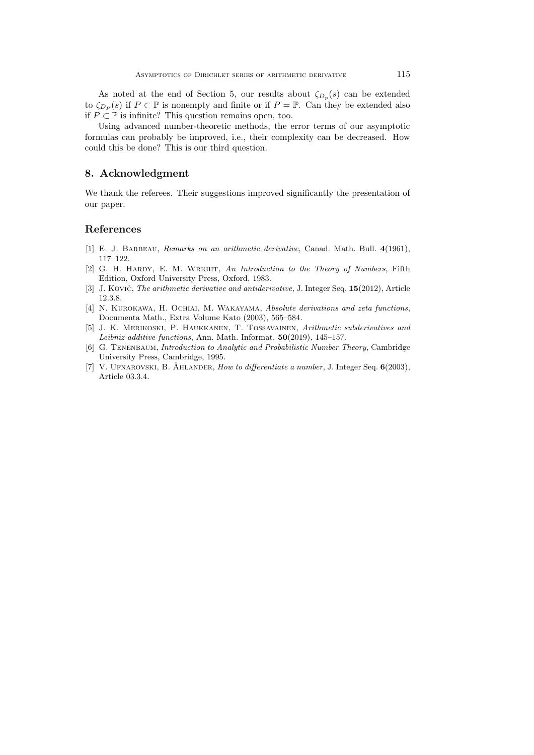As noted at the end of Section 5, our results about $\zeta_{D_p}(s)$ can be extended to $\zeta_{D_P}(s)$ if $P \subset \mathbb{P}$ is nonempty and finite or if $P = \mathbb{P}$. Can they be extended also if $P \subset \mathbb{P}$ is infinite? This question remains open, too.

Using advanced number-theoretic methods, the error terms of our asymptotic formulas can probably be improved, i.e., their complexity can be decreased. How could this be done? This is our third question.

## 8. Acknowledgment

We thank the referees. Their suggestions improved significantly the presentation of our paper.

## References

[1] E. J. Barbeau, *Remarks on an arithmetic derivative*, Canad. Math. Bull. **4**(1961), 117–122.

[2] G. H. Hardy, E. M. Wright, *An Introduction to the Theory of Numbers*, Fifth Edition, Oxford University Press, Oxford, 1983.

[3] J. Kovič, *The arithmetic derivative and antiderivative*, J. Integer Seq. **15**(2012), Article 12.3.8.

[4] N. Kurokawa, H. Ochiai, M. Wakayama, *Absolute derivations and zeta functions*, Documenta Math., Extra Volume Kato (2003), 565–584.

[5] J. K. Merikoski, P. Haukkanen, T. Tossavainen, *Arithmetic subderivatives and Leibniz-additive functions*, Ann. Math. Informat. **50**(2019), 145–157.

[6] G. Tenenbaum, *Introduction to Analytic and Probabilistic Number Theory*, Cambridge University Press, Cambridge, 1995.

[7] V. Ufnarovski, B. Åhlander, *How to differentiate a number*, J. Integer Seq. **6**(2003), Article 03.3.4.